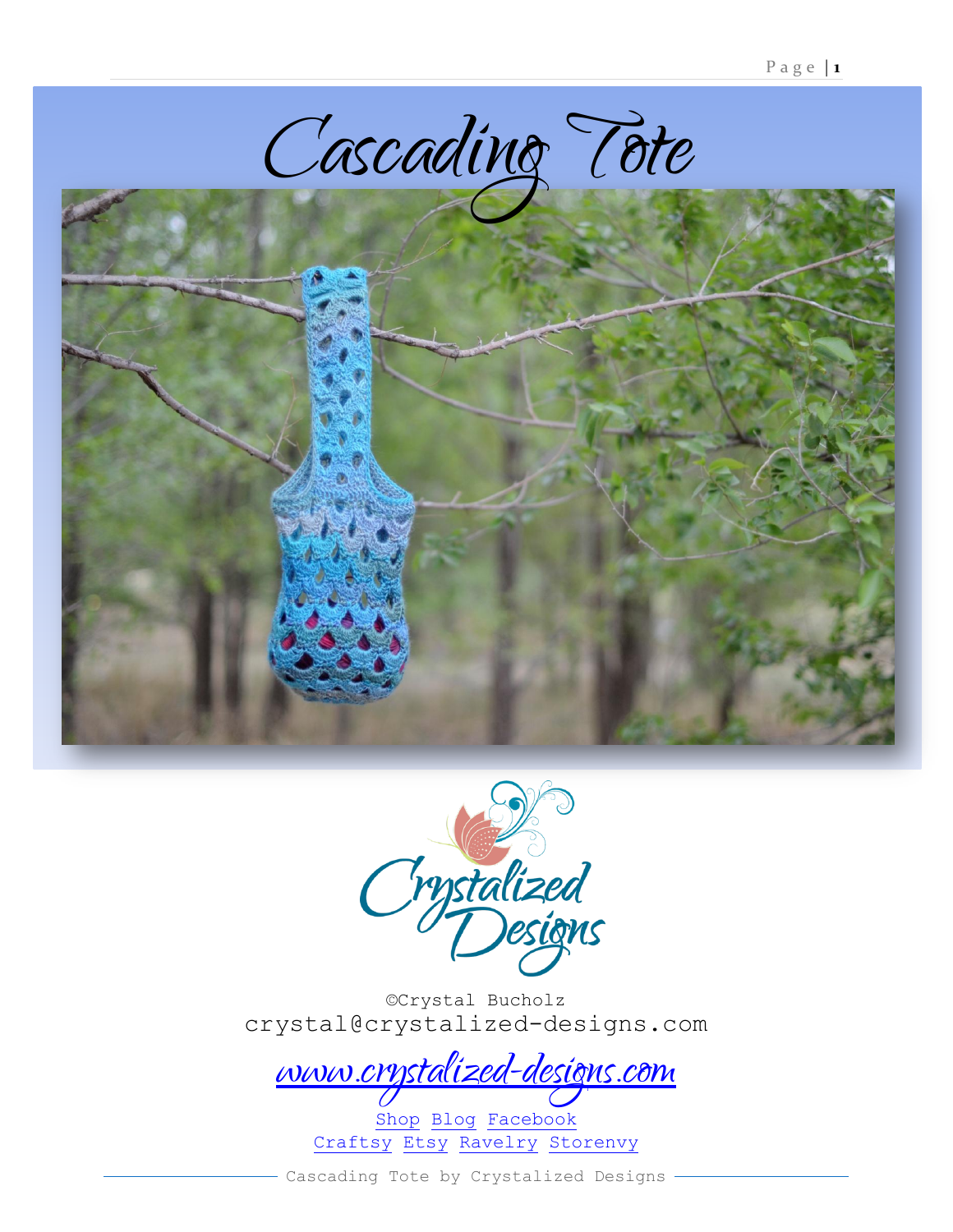# Cascading Tote

Crystalized Designs

©Crystal Bucholz
crystal@crystalized-designs.com

www.crystalized-designs.com

Shop Blog Facebook
Craftsy Etsy Ravelry Storenvy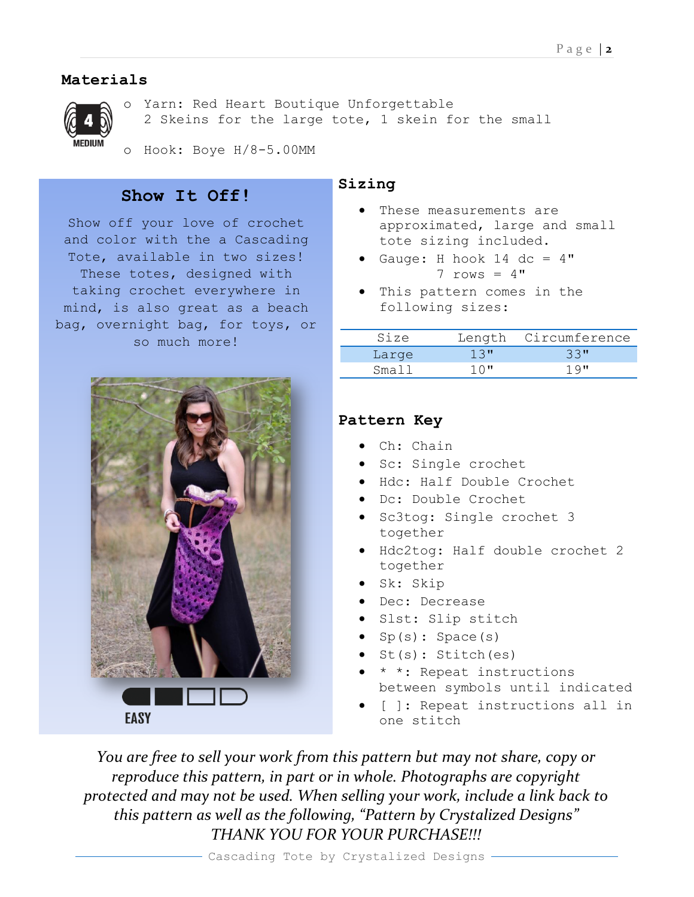## Materials

- Yarn: Red Heart Boutique Unforgettable
  2 Skeins for the large tote, 1 skein for the small
- Hook: Boye H/8-5.00MM

### Show It Off!

Show off your love of crochet and color with the a Cascading Tote, available in two sizes! These totes, designed with taking crochet everywhere in mind, is also great as a beach bag, overnight bag, for toys, or so much more!

EASY

## Sizing

- These measurements are approximated, large and small tote sizing included.
- Gauge: H hook 14 dc = 4"
  7 rows = 4"
- This pattern comes in the following sizes:

| Size | Length | Circumference |
|---|---|---|
| Large | 13" | 33" |
| Small | 10" | 19" |

## Pattern Key

- Ch: Chain
- Sc: Single crochet
- Hdc: Half Double Crochet
- Dc: Double Crochet
- Sc3tog: Single crochet 3 together
- Hdc2tog: Half double crochet 2 together
- Sk: Skip
- Dec: Decrease
- Slst: Slip stitch
- Sp(s): Space(s)
- St(s): Stitch(es)
- * *: Repeat instructions between symbols until indicated
- [ ]: Repeat instructions all in one stitch

*You are free to sell your work from this pattern but may not share, copy or reproduce this pattern, in part or in whole. Photographs are copyright protected and may not be used. When selling your work, include a link back to this pattern as well as the following, "Pattern by Crystalized Designs"*
*THANK YOU FOR YOUR PURCHASE!!!*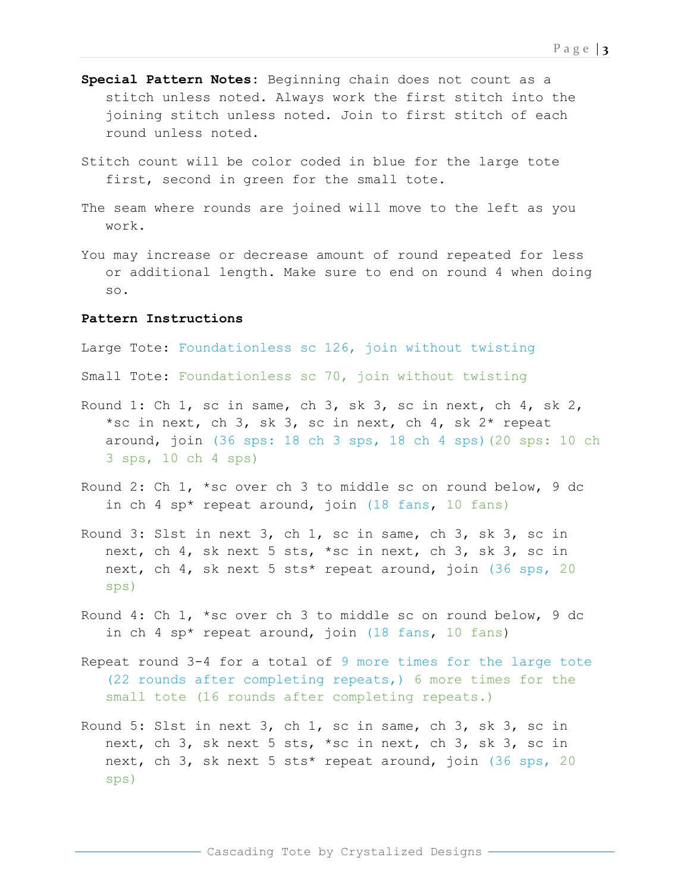**Special Pattern Notes**: Beginning chain does not count as a stitch unless noted. Always work the first stitch into the joining stitch unless noted. Join to first stitch of each round unless noted.

Stitch count will be color coded in blue for the large tote first, second in green for the small tote.

The seam where rounds are joined will move to the left as you work.

You may increase or decrease amount of round repeated for less or additional length. Make sure to end on round 4 when doing so.

**Pattern Instructions**

Large Tote: Foundationless sc 126, join without twisting

Small Tote: Foundationless sc 70, join without twisting

Round 1: Ch 1, sc in same, ch 3, sk 3, sc in next, ch 4, sk 2, *sc in next, ch 3, sk 3, sc in next, ch 4, sk 2* repeat around, join (36 sps: 18 ch 3 sps, 18 ch 4 sps)(20 sps: 10 ch 3 sps, 10 ch 4 sps)

Round 2: Ch 1, *sc over ch 3 to middle sc on round below, 9 dc in ch 4 sp* repeat around, join (18 fans, 10 fans)

Round 3: Slst in next 3, ch 1, sc in same, ch 3, sk 3, sc in next, ch 4, sk next 5 sts, *sc in next, ch 3, sk 3, sc in next, ch 4, sk next 5 sts* repeat around, join (36 sps, 20 sps)

Round 4: Ch 1, *sc over ch 3 to middle sc on round below, 9 dc in ch 4 sp* repeat around, join (18 fans, 10 fans)

Repeat round 3-4 for a total of 9 more times for the large tote (22 rounds after completing repeats,) 6 more times for the small tote (16 rounds after completing repeats.)

Round 5: Slst in next 3, ch 1, sc in same, ch 3, sk 3, sc in next, ch 3, sk next 5 sts, *sc in next, ch 3, sk 3, sc in next, ch 3, sk next 5 sts* repeat around, join (36 sps, 20 sps)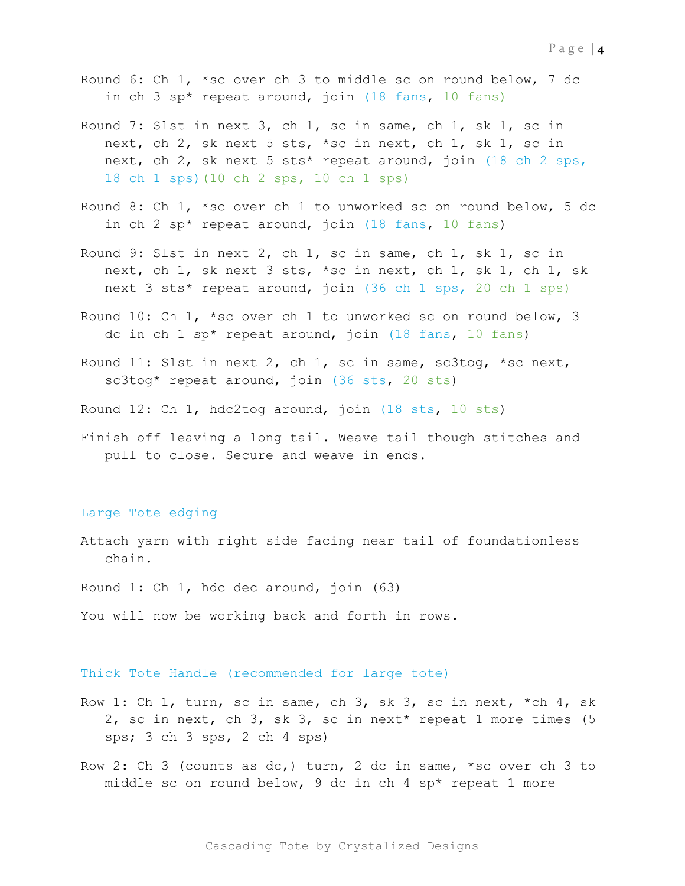Round 6: Ch 1, *sc over ch 3 to middle sc on round below, 7 dc in ch 3 sp* repeat around, join (18 fans, 10 fans)

Round 7: Slst in next 3, ch 1, sc in same, ch 1, sk 1, sc in next, ch 2, sk next 5 sts, *sc in next, ch 1, sk 1, sc in next, ch 2, sk next 5 sts* repeat around, join (18 ch 2 sps, 18 ch 1 sps)(10 ch 2 sps, 10 ch 1 sps)

Round 8: Ch 1, *sc over ch 1 to unworked sc on round below, 5 dc in ch 2 sp* repeat around, join (18 fans, 10 fans)

Round 9: Slst in next 2, ch 1, sc in same, ch 1, sk 1, sc in next, ch 1, sk next 3 sts, *sc in next, ch 1, sk 1, ch 1, sk next 3 sts* repeat around, join (36 ch 1 sps, 20 ch 1 sps)

Round 10: Ch 1, *sc over ch 1 to unworked sc on round below, 3 dc in ch 1 sp* repeat around, join (18 fans, 10 fans)

Round 11: Slst in next 2, ch 1, sc in same, sc3tog, *sc next, sc3tog* repeat around, join (36 sts, 20 sts)

Round 12: Ch 1, hdc2tog around, join (18 sts, 10 sts)

Finish off leaving a long tail. Weave tail though stitches and pull to close. Secure and weave in ends.

## Large Tote edging

Attach yarn with right side facing near tail of foundationless chain.

Round 1: Ch 1, hdc dec around, join (63)

You will now be working back and forth in rows.

## Thick Tote Handle (recommended for large tote)

Row 1: Ch 1, turn, sc in same, ch 3, sk 3, sc in next, *ch 4, sk 2, sc in next, ch 3, sk 3, sc in next* repeat 1 more times (5 sps; 3 ch 3 sps, 2 ch 4 sps)

Row 2: Ch 3 (counts as dc,) turn, 2 dc in same, *sc over ch 3 to middle sc on round below, 9 dc in ch 4 sp* repeat 1 more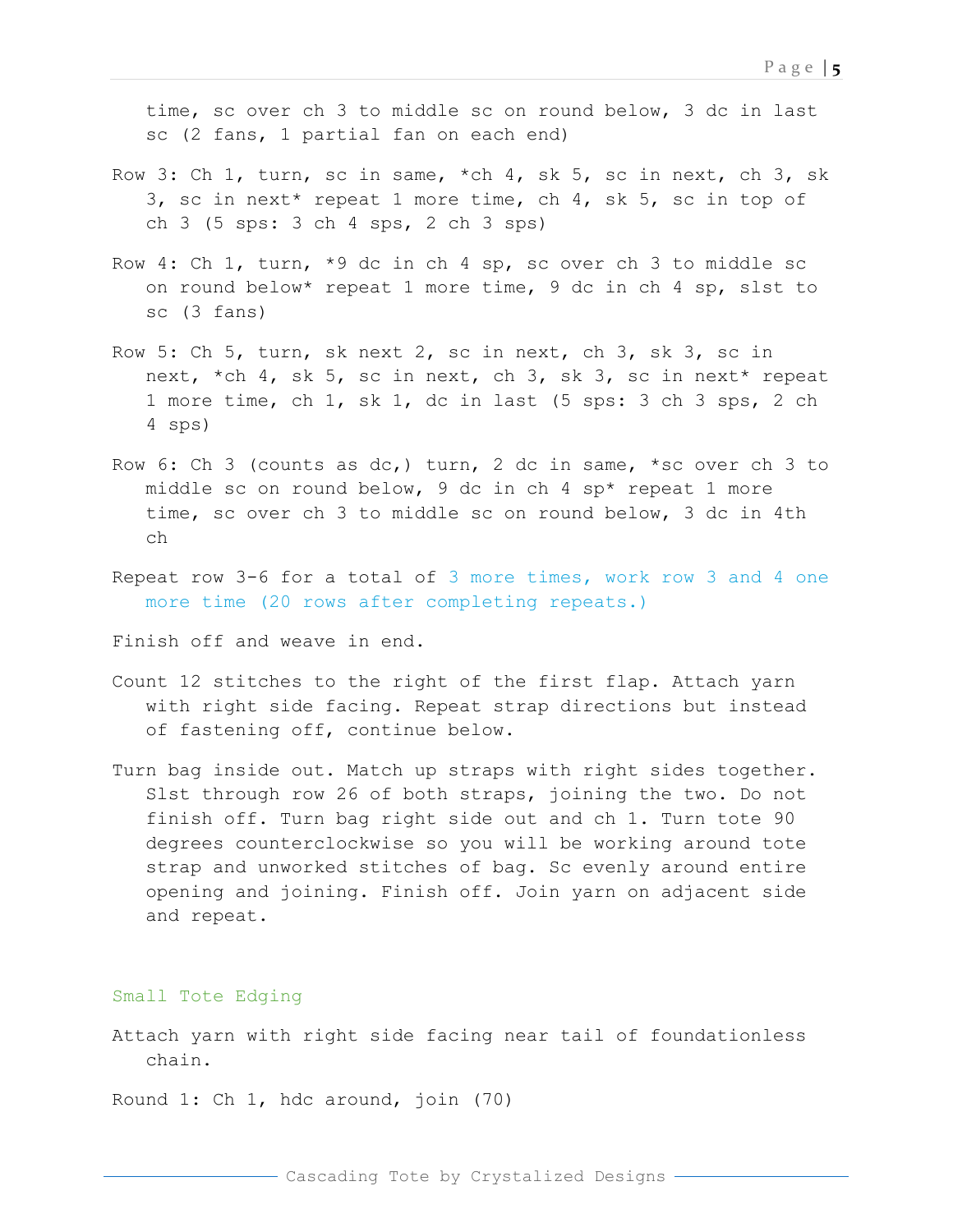time, sc over ch 3 to middle sc on round below, 3 dc in last sc (2 fans, 1 partial fan on each end)

Row 3: Ch 1, turn, sc in same, *ch 4, sk 5, sc in next, ch 3, sk 3, sc in next* repeat 1 more time, ch 4, sk 5, sc in top of ch 3 (5 sps: 3 ch 4 sps, 2 ch 3 sps)

Row 4: Ch 1, turn, *9 dc in ch 4 sp, sc over ch 3 to middle sc on round below* repeat 1 more time, 9 dc in ch 4 sp, slst to sc (3 fans)

Row 5: Ch 5, turn, sk next 2, sc in next, ch 3, sk 3, sc in next, *ch 4, sk 5, sc in next, ch 3, sk 3, sc in next* repeat 1 more time, ch 1, sk 1, dc in last (5 sps: 3 ch 3 sps, 2 ch 4 sps)

Row 6: Ch 3 (counts as dc,) turn, 2 dc in same, *sc over ch 3 to middle sc on round below, 9 dc in ch 4 sp* repeat 1 more time, sc over ch 3 to middle sc on round below, 3 dc in 4th ch

Repeat row 3-6 for a total of 3 more times, work row 3 and 4 one more time (20 rows after completing repeats.)

Finish off and weave in end.

Count 12 stitches to the right of the first flap. Attach yarn with right side facing. Repeat strap directions but instead of fastening off, continue below.

Turn bag inside out. Match up straps with right sides together. Slst through row 26 of both straps, joining the two. Do not finish off. Turn bag right side out and ch 1. Turn tote 90 degrees counterclockwise so you will be working around tote strap and unworked stitches of bag. Sc evenly around entire opening and joining. Finish off. Join yarn on adjacent side and repeat.

## Small Tote Edging

Attach yarn with right side facing near tail of foundationless chain.

Round 1: Ch 1, hdc around, join (70)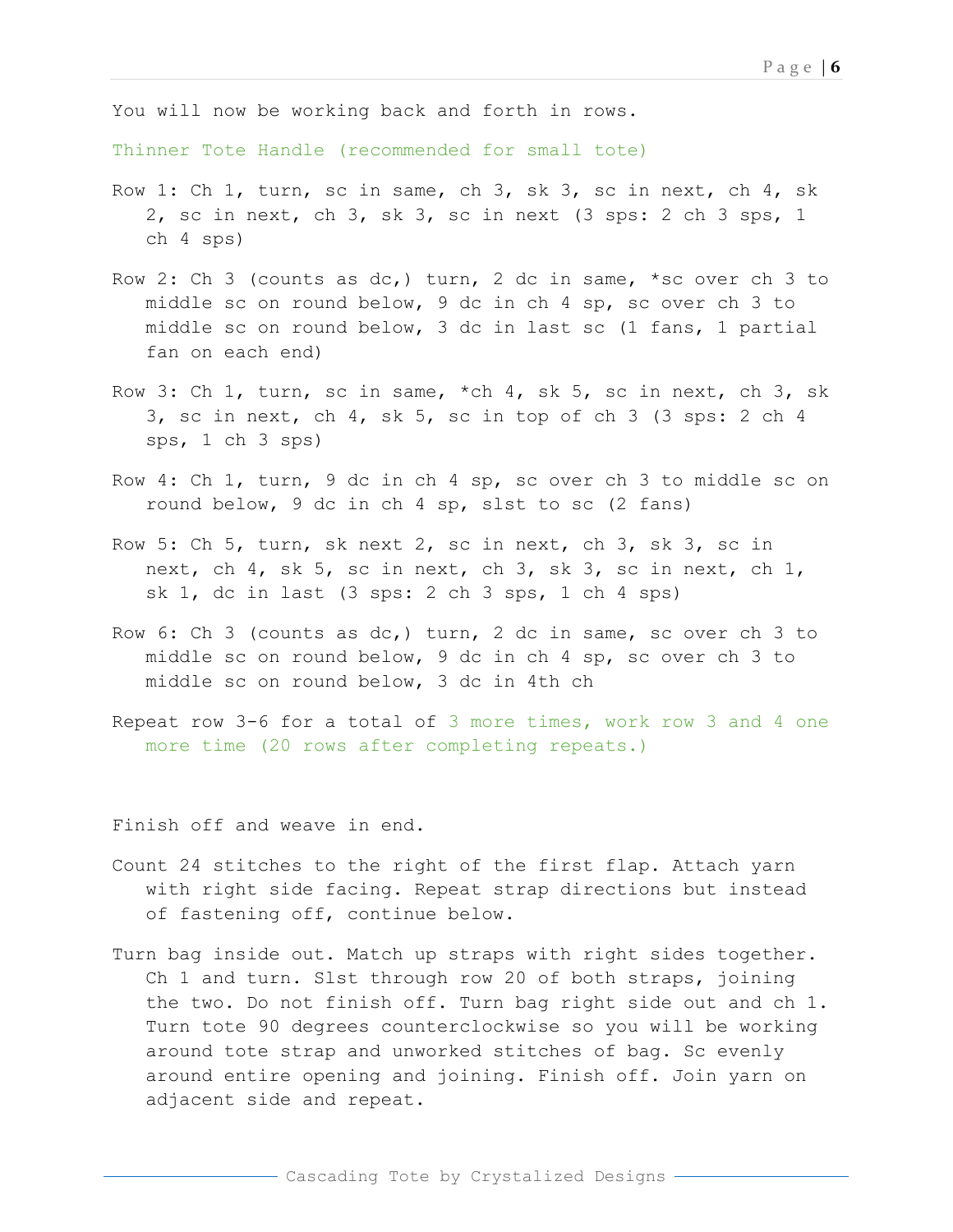You will now be working back and forth in rows.

### Thinner Tote Handle (recommended for small tote)

Row 1: Ch 1, turn, sc in same, ch 3, sk 3, sc in next, ch 4, sk 2, sc in next, ch 3, sk 3, sc in next (3 sps: 2 ch 3 sps, 1 ch 4 sps)

Row 2: Ch 3 (counts as dc,) turn, 2 dc in same, *sc over ch 3 to middle sc on round below, 9 dc in ch 4 sp, sc over ch 3 to middle sc on round below, 3 dc in last sc (1 fans, 1 partial fan on each end)

Row 3: Ch 1, turn, sc in same, *ch 4, sk 5, sc in next, ch 3, sk 3, sc in next, ch 4, sk 5, sc in top of ch 3 (3 sps: 2 ch 4 sps, 1 ch 3 sps)

Row 4: Ch 1, turn, 9 dc in ch 4 sp, sc over ch 3 to middle sc on round below, 9 dc in ch 4 sp, slst to sc (2 fans)

Row 5: Ch 5, turn, sk next 2, sc in next, ch 3, sk 3, sc in next, ch 4, sk 5, sc in next, ch 3, sk 3, sc in next, ch 1, sk 1, dc in last (3 sps: 2 ch 3 sps, 1 ch 4 sps)

Row 6: Ch 3 (counts as dc,) turn, 2 dc in same, sc over ch 3 to middle sc on round below, 9 dc in ch 4 sp, sc over ch 3 to middle sc on round below, 3 dc in 4th ch

Repeat row 3-6 for a total of 3 more times, work row 3 and 4 one more time (20 rows after completing repeats.)

Finish off and weave in end.

Count 24 stitches to the right of the first flap. Attach yarn with right side facing. Repeat strap directions but instead of fastening off, continue below.

Turn bag inside out. Match up straps with right sides together. Ch 1 and turn. Slst through row 20 of both straps, joining the two. Do not finish off. Turn bag right side out and ch 1. Turn tote 90 degrees counterclockwise so you will be working around tote strap and unworked stitches of bag. Sc evenly around entire opening and joining. Finish off. Join yarn on adjacent side and repeat.